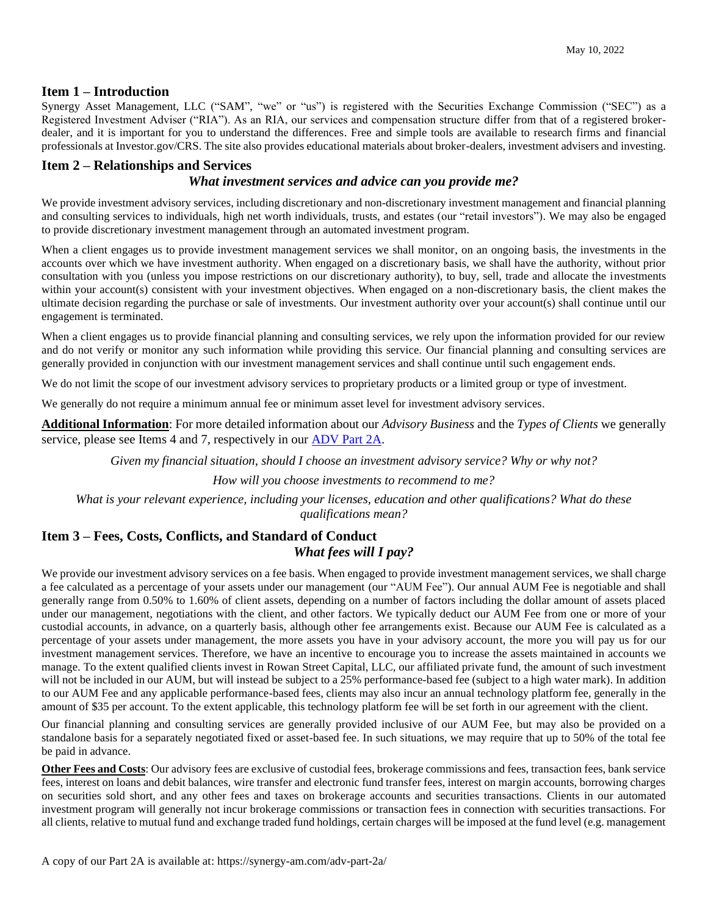May 10, 2022

## Item 1 – Introduction

Synergy Asset Management, LLC ("SAM", "we" or "us") is registered with the Securities Exchange Commission ("SEC") as a Registered Investment Adviser ("RIA"). As an RIA, our services and compensation structure differ from that of a registered broker-dealer, and it is important for you to understand the differences. Free and simple tools are available to research firms and financial professionals at Investor.gov/CRS. The site also provides educational materials about broker-dealers, investment advisers and investing.

## Item 2 – Relationships and Services

### *What investment services and advice can you provide me?*

We provide investment advisory services, including discretionary and non-discretionary investment management and financial planning and consulting services to individuals, high net worth individuals, trusts, and estates (our "retail investors"). We may also be engaged to provide discretionary investment management through an automated investment program.

When a client engages us to provide investment management services we shall monitor, on an ongoing basis, the investments in the accounts over which we have investment authority. When engaged on a discretionary basis, we shall have the authority, without prior consultation with you (unless you impose restrictions on our discretionary authority), to buy, sell, trade and allocate the investments within your account(s) consistent with your investment objectives. When engaged on a non-discretionary basis, the client makes the ultimate decision regarding the purchase or sale of investments. Our investment authority over your account(s) shall continue until our engagement is terminated.

When a client engages us to provide financial planning and consulting services, we rely upon the information provided for our review and do not verify or monitor any such information while providing this service. Our financial planning and consulting services are generally provided in conjunction with our investment management services and shall continue until such engagement ends.

We do not limit the scope of our investment advisory services to proprietary products or a limited group or type of investment.

We generally do not require a minimum annual fee or minimum asset level for investment advisory services.

**Additional Information**: For more detailed information about our *Advisory Business* and the *Types of Clients* we generally service, please see Items 4 and 7, respectively in our [ADV Part 2A](https://synergy-am.com/adv-part-2a/).

*Given my financial situation, should I choose an investment advisory service? Why or why not?*

*How will you choose investments to recommend to me?*

*What is your relevant experience, including your licenses, education and other qualifications? What do these qualifications mean?*

## Item 3 – Fees, Costs, Conflicts, and Standard of Conduct

### *What fees will I pay?*

We provide our investment advisory services on a fee basis. When engaged to provide investment management services, we shall charge a fee calculated as a percentage of your assets under our management (our "AUM Fee"). Our annual AUM Fee is negotiable and shall generally range from 0.50% to 1.60% of client assets, depending on a number of factors including the dollar amount of assets placed under our management, negotiations with the client, and other factors. We typically deduct our AUM Fee from one or more of your custodial accounts, in advance, on a quarterly basis, although other fee arrangements exist. Because our AUM Fee is calculated as a percentage of your assets under management, the more assets you have in your advisory account, the more you will pay us for our investment management services. Therefore, we have an incentive to encourage you to increase the assets maintained in accounts we manage. To the extent qualified clients invest in Rowan Street Capital, LLC, our affiliated private fund, the amount of such investment will not be included in our AUM, but will instead be subject to a 25% performance-based fee (subject to a high water mark). In addition to our AUM Fee and any applicable performance-based fees, clients may also incur an annual technology platform fee, generally in the amount of $35 per account. To the extent applicable, this technology platform fee will be set forth in our agreement with the client.

Our financial planning and consulting services are generally provided inclusive of our AUM Fee, but may also be provided on a standalone basis for a separately negotiated fixed or asset-based fee. In such situations, we may require that up to 50% of the total fee be paid in advance.

**Other Fees and Costs**: Our advisory fees are exclusive of custodial fees, brokerage commissions and fees, transaction fees, bank service fees, interest on loans and debit balances, wire transfer and electronic fund transfer fees, interest on margin accounts, borrowing charges on securities sold short, and any other fees and taxes on brokerage accounts and securities transactions. Clients in our automated investment program will generally not incur brokerage commissions or transaction fees in connection with securities transactions. For all clients, relative to mutual fund and exchange traded fund holdings, certain charges will be imposed at the fund level (e.g. management

A copy of our Part 2A is available at: https://synergy-am.com/adv-part-2a/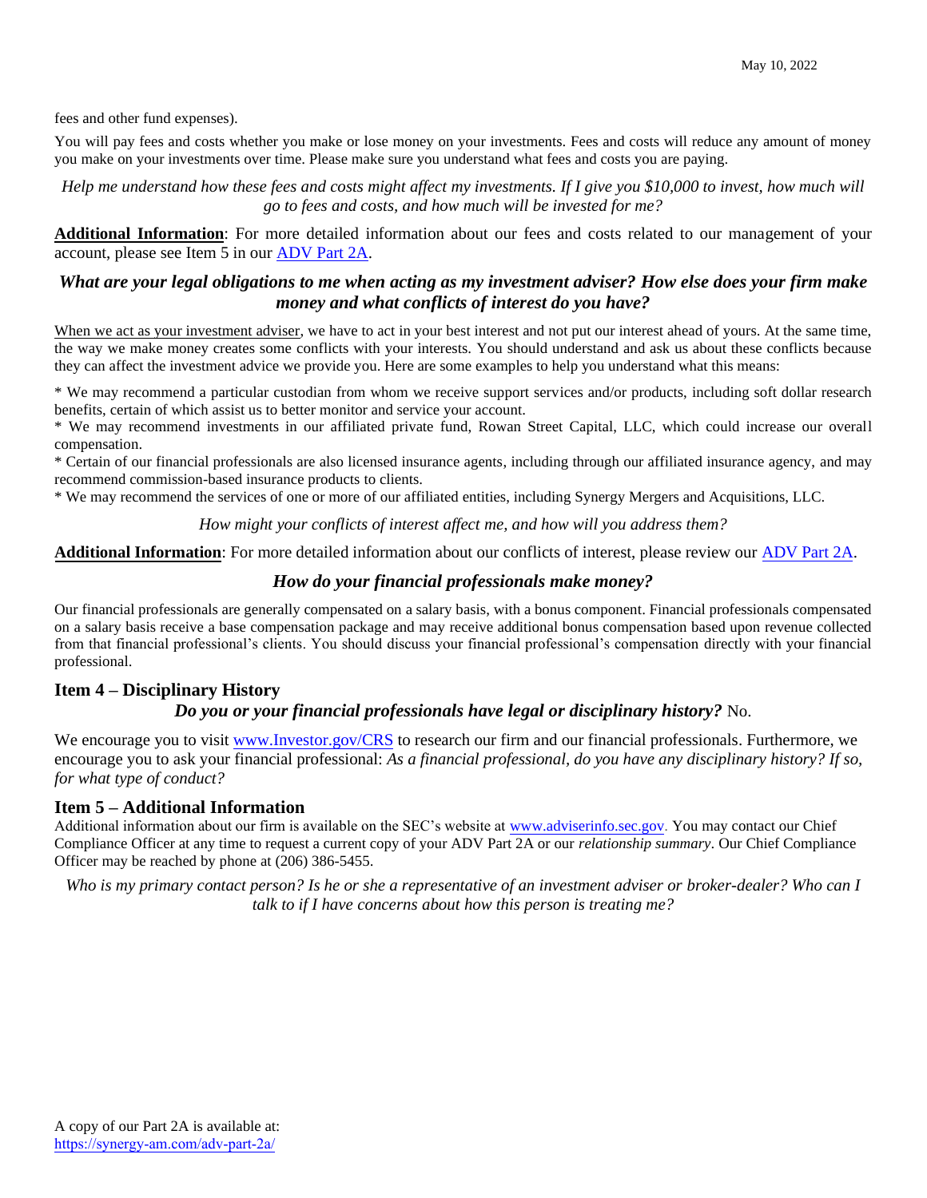fees and other fund expenses).

You will pay fees and costs whether you make or lose money on your investments. Fees and costs will reduce any amount of money you make on your investments over time. Please make sure you understand what fees and costs you are paying.

*Help me understand how these fees and costs might affect my investments. If I give you $10,000 to invest, how much will go to fees and costs, and how much will be invested for me?*

**Additional Information**: For more detailed information about our fees and costs related to our management of your account, please see Item 5 in our ADV Part 2A.

## *What are your legal obligations to me when acting as my investment adviser? How else does your firm make money and what conflicts of interest do you have?*

When we act as your investment adviser, we have to act in your best interest and not put our interest ahead of yours. At the same time, the way we make money creates some conflicts with your interests. You should understand and ask us about these conflicts because they can affect the investment advice we provide you. Here are some examples to help you understand what this means:

* We may recommend a particular custodian from whom we receive support services and/or products, including soft dollar research benefits, certain of which assist us to better monitor and service your account.
* We may recommend investments in our affiliated private fund, Rowan Street Capital, LLC, which could increase our overall compensation.
* Certain of our financial professionals are also licensed insurance agents, including through our affiliated insurance agency, and may recommend commission-based insurance products to clients.
* We may recommend the services of one or more of our affiliated entities, including Synergy Mergers and Acquisitions, LLC.

*How might your conflicts of interest affect me, and how will you address them?*

**Additional Information**: For more detailed information about our conflicts of interest, please review our ADV Part 2A.

## *How do your financial professionals make money?*

Our financial professionals are generally compensated on a salary basis, with a bonus component. Financial professionals compensated on a salary basis receive a base compensation package and may receive additional bonus compensation based upon revenue collected from that financial professional's clients. You should discuss your financial professional's compensation directly with your financial professional.

## Item 4 – Disciplinary History

***Do you or your financial professionals have legal or disciplinary history?*** No.

We encourage you to visit www.Investor.gov/CRS to research our firm and our financial professionals. Furthermore, we encourage you to ask your financial professional: *As a financial professional, do you have any disciplinary history? If so, for what type of conduct?*

## Item 5 – Additional Information

Additional information about our firm is available on the SEC's website at www.adviserinfo.sec.gov. You may contact our Chief Compliance Officer at any time to request a current copy of your ADV Part 2A or our *relationship summary*. Our Chief Compliance Officer may be reached by phone at (206) 386-5455.

*Who is my primary contact person? Is he or she a representative of an investment adviser or broker-dealer? Who can I talk to if I have concerns about how this person is treating me?*

A copy of our Part 2A is available at:
https://synergy-am.com/adv-part-2a/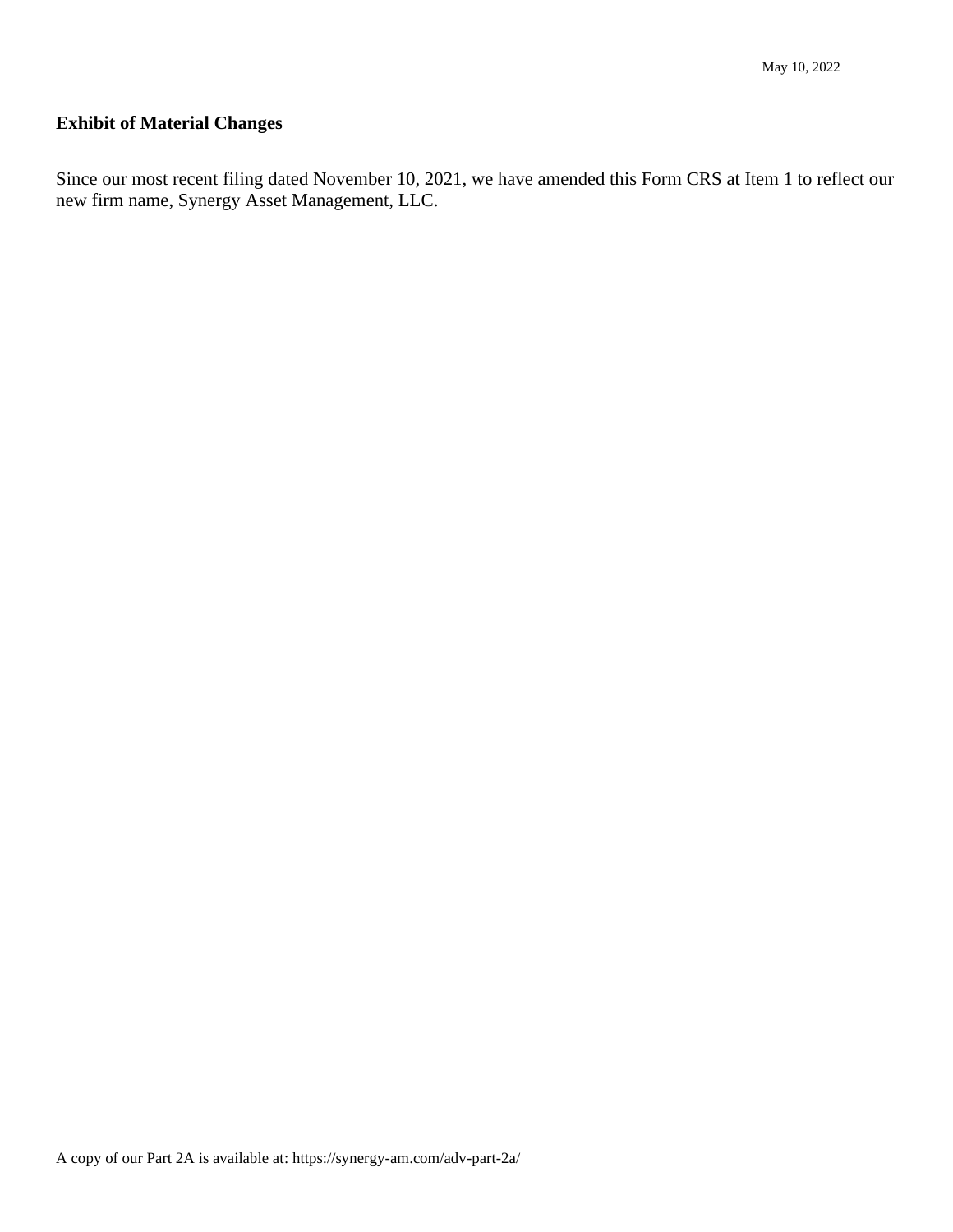May 10, 2022

**Exhibit of Material Changes**

Since our most recent filing dated November 10, 2021, we have amended this Form CRS at Item 1 to reflect our new firm name, Synergy Asset Management, LLC.

A copy of our Part 2A is available at: https://synergy-am.com/adv-part-2a/